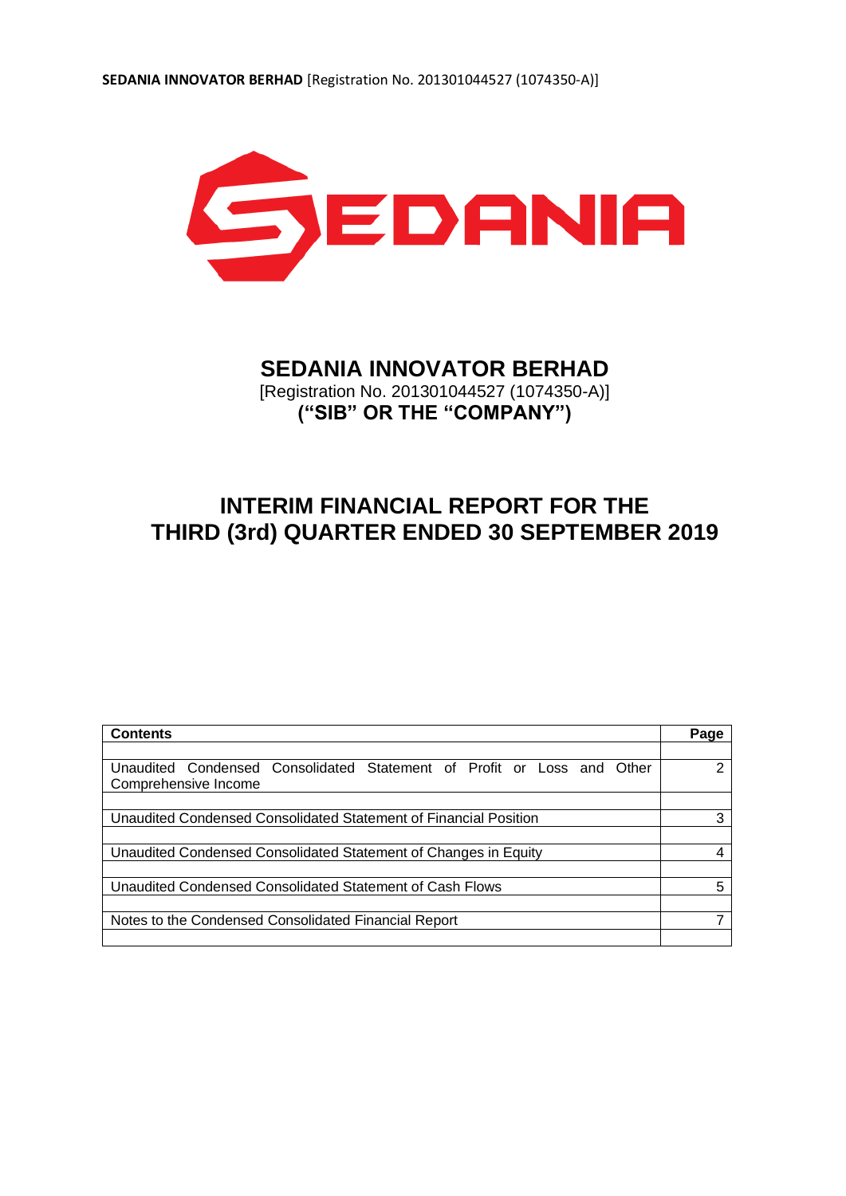SEDANIA INNOVATOR BERHAD [Registration No. 201301044527 (1074350-A)]

# SEDANIA INNOVATOR BERHAD

[Registration No. 201301044527 (1074350-A)]

**("SIB" OR THE "COMPANY")**

# INTERIM FINANCIAL REPORT FOR THE THIRD (3rd) QUARTER ENDED 30 SEPTEMBER 2019

| Contents | Page |
|---|---|
| | |
| Unaudited Condensed Consolidated Statement of Profit or Loss and Other Comprehensive Income | 2 |
| | |
| Unaudited Condensed Consolidated Statement of Financial Position | 3 |
| | |
| Unaudited Condensed Consolidated Statement of Changes in Equity | 4 |
| | |
| Unaudited Condensed Consolidated Statement of Cash Flows | 5 |
| | |
| Notes to the Condensed Consolidated Financial Report | 7 |
| | |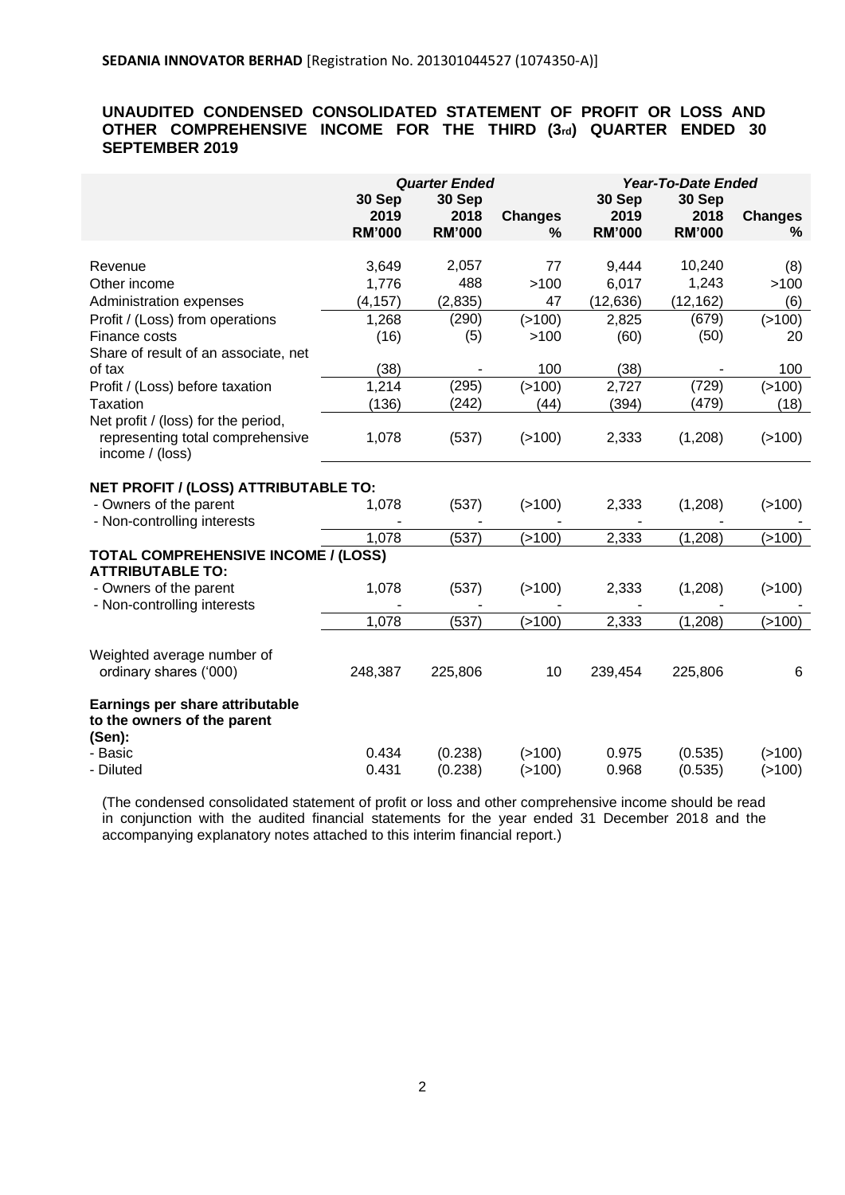**SEDANIA INNOVATOR BERHAD** [Registration No. 201301044527 (1074350-A)]

## UNAUDITED CONDENSED CONSOLIDATED STATEMENT OF PROFIT OR LOSS AND OTHER COMPREHENSIVE INCOME FOR THE THIRD (3rd) QUARTER ENDED 30 SEPTEMBER 2019

| | *Quarter Ended* | | | *Year-To-Date Ended* | | |
|---|---|---|---|---|---|---|
| | **30 Sep 2019 RM'000** | **30 Sep 2018 RM'000** | **Changes %** | **30 Sep 2019 RM'000** | **30 Sep 2018 RM'000** | **Changes %** |
| Revenue | 3,649 | 2,057 | 77 | 9,444 | 10,240 | (8) |
| Other income | 1,776 | 488 | >100 | 6,017 | 1,243 | >100 |
| Administration expenses | (4,157) | (2,835) | 47 | (12,636) | (12,162) | (6) |
| Profit / (Loss) from operations | 1,268 | (290) | (>100) | 2,825 | (679) | (>100) |
| Finance costs | (16) | (5) | >100 | (60) | (50) | 20 |
| Share of result of an associate, net of tax | (38) | - | 100 | (38) | - | 100 |
| Profit / (Loss) before taxation | 1,214 | (295) | (>100) | 2,727 | (729) | (>100) |
| Taxation | (136) | (242) | (44) | (394) | (479) | (18) |
| Net profit / (loss) for the period, representing total comprehensive income / (loss) | 1,078 | (537) | (>100) | 2,333 | (1,208) | (>100) |
| **NET PROFIT / (LOSS) ATTRIBUTABLE TO:** | | | | | | |
| - Owners of the parent | 1,078 | (537) | (>100) | 2,333 | (1,208) | (>100) |
| - Non-controlling interests | - | - | - | - | - | - |
| | 1,078 | (537) | (>100) | 2,333 | (1,208) | (>100) |
| **TOTAL COMPREHENSIVE INCOME / (LOSS) ATTRIBUTABLE TO:** | | | | | | |
| - Owners of the parent | 1,078 | (537) | (>100) | 2,333 | (1,208) | (>100) |
| - Non-controlling interests | - | - | - | - | - | - |
| | 1,078 | (537) | (>100) | 2,333 | (1,208) | (>100) |
| Weighted average number of ordinary shares ('000) | 248,387 | 225,806 | 10 | 239,454 | 225,806 | 6 |
| **Earnings per share attributable to the owners of the parent (Sen):** | | | | | | |
| - Basic | 0.434 | (0.238) | (>100) | 0.975 | (0.535) | (>100) |
| - Diluted | 0.431 | (0.238) | (>100) | 0.968 | (0.535) | (>100) |

(The condensed consolidated statement of profit or loss and other comprehensive income should be read in conjunction with the audited financial statements for the year ended 31 December 2018 and the accompanying explanatory notes attached to this interim financial report.)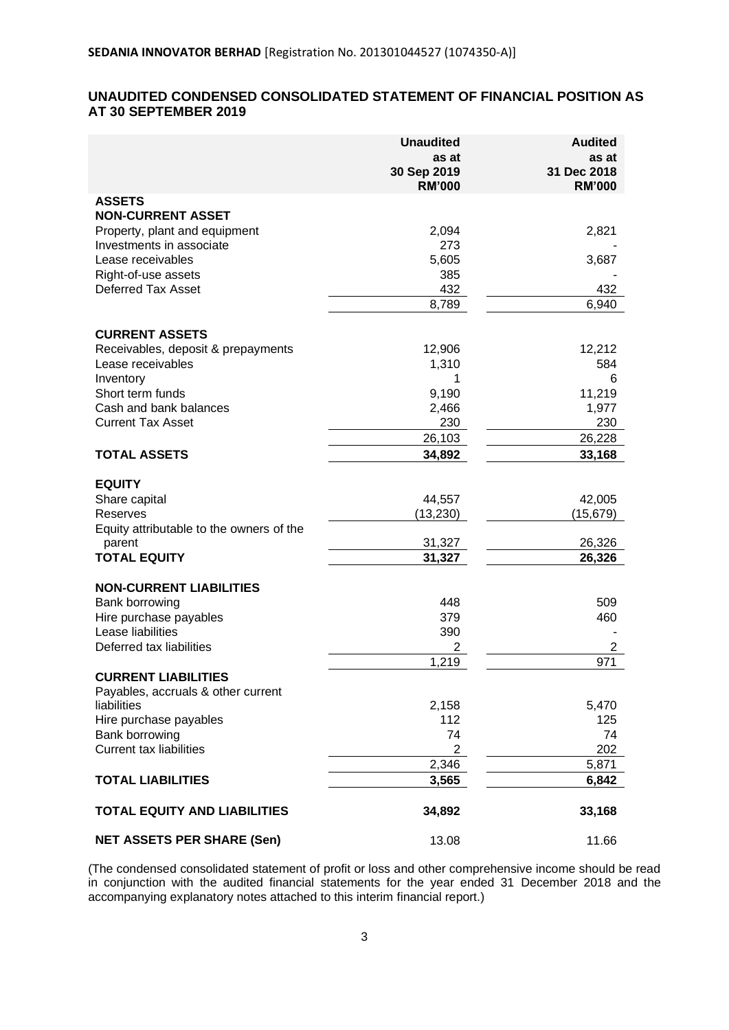**SEDANIA INNOVATOR BERHAD** [Registration No. 201301044527 (1074350-A)]

## UNAUDITED CONDENSED CONSOLIDATED STATEMENT OF FINANCIAL POSITION AS AT 30 SEPTEMBER 2019

| | Unaudited as at 30 Sep 2019 RM'000 | Audited as at 31 Dec 2018 RM'000 |
|---|---|---|
| **ASSETS** | | |
| **NON-CURRENT ASSET** | | |
| Property, plant and equipment | 2,094 | 2,821 |
| Investments in associate | 273 | - |
| Lease receivables | 5,605 | 3,687 |
| Right-of-use assets | 385 | - |
| Deferred Tax Asset | 432 | 432 |
| | 8,789 | 6,940 |
| **CURRENT ASSETS** | | |
| Receivables, deposit & prepayments | 12,906 | 12,212 |
| Lease receivables | 1,310 | 584 |
| Inventory | 1 | 6 |
| Short term funds | 9,190 | 11,219 |
| Cash and bank balances | 2,466 | 1,977 |
| Current Tax Asset | 230 | 230 |
| | 26,103 | 26,228 |
| **TOTAL ASSETS** | **34,892** | **33,168** |
| **EQUITY** | | |
| Share capital | 44,557 | 42,005 |
| Reserves | (13,230) | (15,679) |
| Equity attributable to the owners of the parent | 31,327 | 26,326 |
| **TOTAL EQUITY** | **31,327** | **26,326** |
| **NON-CURRENT LIABILITIES** | | |
| Bank borrowing | 448 | 509 |
| Hire purchase payables | 379 | 460 |
| Lease liabilities | 390 | - |
| Deferred tax liabilities | 2 | 2 |
| | 1,219 | 971 |
| **CURRENT LIABILITIES** | | |
| Payables, accruals & other current liabilities | 2,158 | 5,470 |
| Hire purchase payables | 112 | 125 |
| Bank borrowing | 74 | 74 |
| Current tax liabilities | 2 | 202 |
| | 2,346 | 5,871 |
| **TOTAL LIABILITIES** | **3,565** | **6,842** |
| **TOTAL EQUITY AND LIABILITIES** | **34,892** | **33,168** |
| **NET ASSETS PER SHARE (Sen)** | 13.08 | 11.66 |

(The condensed consolidated statement of profit or loss and other comprehensive income should be read in conjunction with the audited financial statements for the year ended 31 December 2018 and the accompanying explanatory notes attached to this interim financial report.)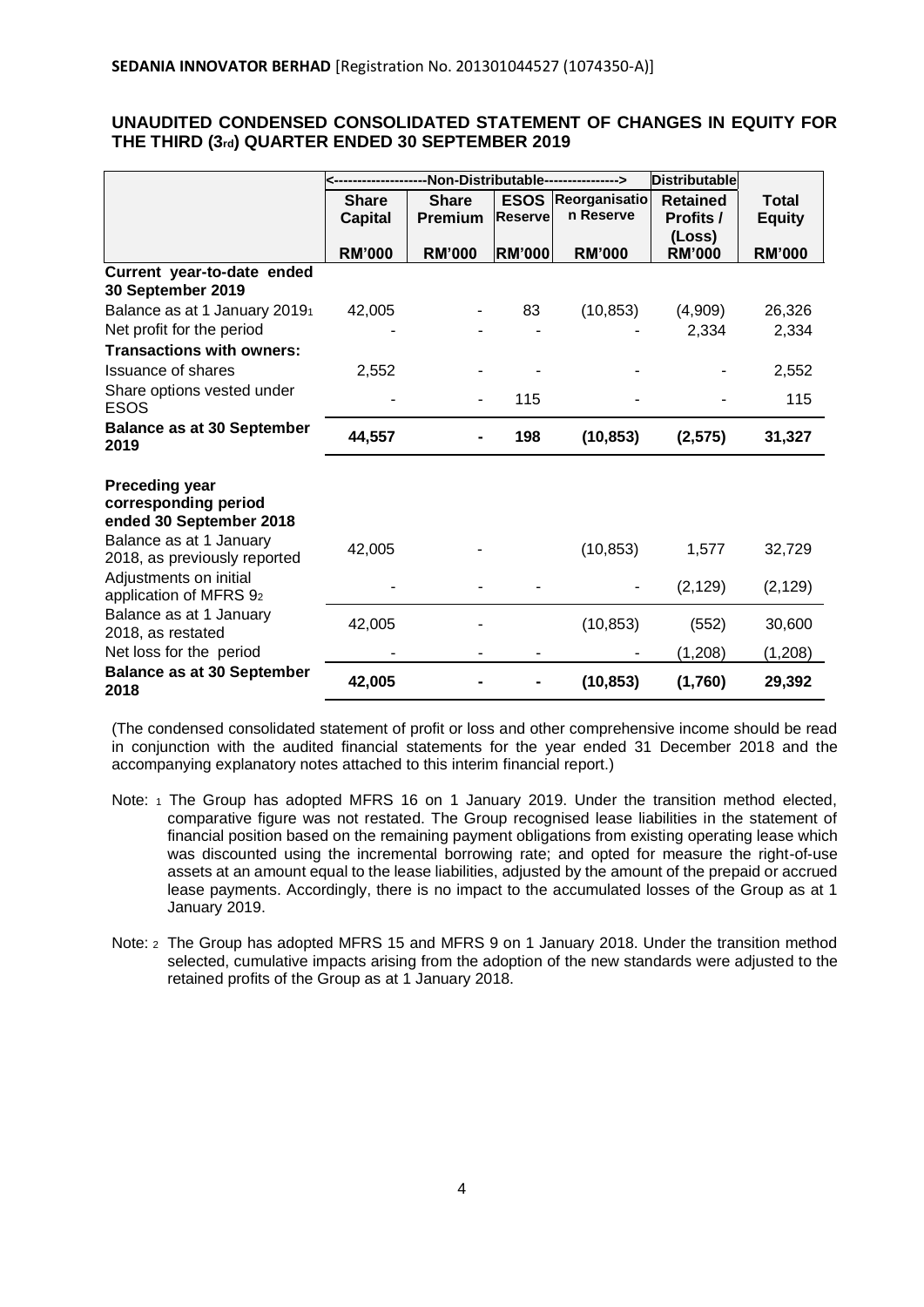**SEDANIA INNOVATOR BERHAD** [Registration No. 201301044527 (1074350-A)]

## UNAUDITED CONDENSED CONSOLIDATED STATEMENT OF CHANGES IN EQUITY FOR THE THIRD (3rd) QUARTER ENDED 30 SEPTEMBER 2019

| | <--------------------Non-Distributable----------------> | | | | Distributable | |
|---|---|---|---|---|---|---|
| | Share Capital | Share Premium | ESOS Reserve | Reorganisation Reserve | Retained Profits / (Loss) | Total Equity |
| | RM'000 | RM'000 | RM'000 | RM'000 | RM'000 | RM'000 |
| **Current year-to-date ended 30 September 2019** | | | | | | |
| Balance as at 1 January 2019[1] | 42,005 | - | 83 | (10,853) | (4,909) | 26,326 |
| Net profit for the period | - | - | - | - | 2,334 | 2,334 |
| **Transactions with owners:** | | | | | | |
| Issuance of shares | 2,552 | - | - | - | - | 2,552 |
| Share options vested under ESOS | - | - | 115 | - | - | 115 |
| **Balance as at 30 September 2019** | **44,557** | **-** | **198** | **(10,853)** | **(2,575)** | **31,327** |
| | | | | | | |
| **Preceding year corresponding period ended 30 September 2018** | | | | | | |
| Balance as at 1 January 2018, as previously reported | 42,005 | - | | (10,853) | 1,577 | 32,729 |
| Adjustments on initial application of MFRS 9[2] | - | - | - | - | (2,129) | (2,129) |
| Balance as at 1 January 2018, as restated | 42,005 | - | | (10,853) | (552) | 30,600 |
| Net loss for the period | - | - | - | - | (1,208) | (1,208) |
| **Balance as at 30 September 2018** | **42,005** | **-** | **-** | **(10,853)** | **(1,760)** | **29,392** |

(The condensed consolidated statement of profit or loss and other comprehensive income should be read in conjunction with the audited financial statements for the year ended 31 December 2018 and the accompanying explanatory notes attached to this interim financial report.)

Note: [1] The Group has adopted MFRS 16 on 1 January 2019. Under the transition method elected, comparative figure was not restated. The Group recognised lease liabilities in the statement of financial position based on the remaining payment obligations from existing operating lease which was discounted using the incremental borrowing rate; and opted for measure the right-of-use assets at an amount equal to the lease liabilities, adjusted by the amount of the prepaid or accrued lease payments. Accordingly, there is no impact to the accumulated losses of the Group as at 1 January 2019.

Note: [2] The Group has adopted MFRS 15 and MFRS 9 on 1 January 2018. Under the transition method selected, cumulative impacts arising from the adoption of the new standards were adjusted to the retained profits of the Group as at 1 January 2018.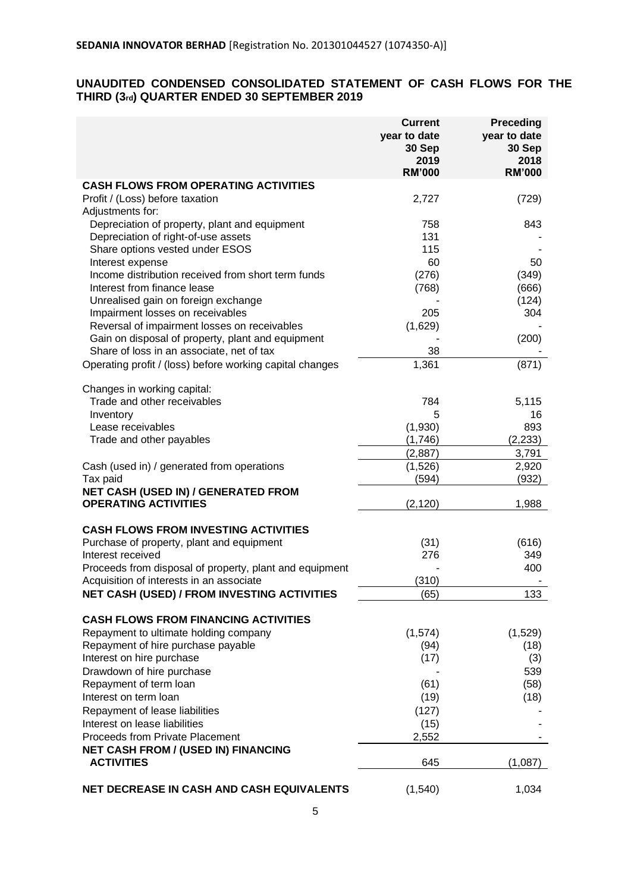**SEDANIA INNOVATOR BERHAD** [Registration No. 201301044527 (1074350-A)]

## UNAUDITED CONDENSED CONSOLIDATED STATEMENT OF CASH FLOWS FOR THE THIRD (3rd) QUARTER ENDED 30 SEPTEMBER 2019

| | Current year to date 30 Sep 2019 RM'000 | Preceding year to date 30 Sep 2018 RM'000 |
|---|---|---|
| **CASH FLOWS FROM OPERATING ACTIVITIES** | | |
| Profit / (Loss) before taxation | 2,727 | (729) |
| Adjustments for: | | |
| Depreciation of property, plant and equipment | 758 | 843 |
| Depreciation of right-of-use assets | 131 | - |
| Share options vested under ESOS | 115 | - |
| Interest expense | 60 | 50 |
| Income distribution received from short term funds | (276) | (349) |
| Interest from finance lease | (768) | (666) |
| Unrealised gain on foreign exchange | - | (124) |
| Impairment losses on receivables | 205 | 304 |
| Reversal of impairment losses on receivables | (1,629) | - |
| Gain on disposal of property, plant and equipment | - | (200) |
| Share of loss in an associate, net of tax | 38 | - |
| Operating profit / (loss) before working capital changes | 1,361 | (871) |
| Changes in working capital: | | |
| Trade and other receivables | 784 | 5,115 |
| Inventory | 5 | 16 |
| Lease receivables | (1,930) | 893 |
| Trade and other payables | (1,746) | (2,233) |
| | (2,887) | 3,791 |
| Cash (used in) / generated from operations | (1,526) | 2,920 |
| Tax paid | (594) | (932) |
| **NET CASH (USED IN) / GENERATED FROM OPERATING ACTIVITIES** | (2,120) | 1,988 |
| **CASH FLOWS FROM INVESTING ACTIVITIES** | | |
| Purchase of property, plant and equipment | (31) | (616) |
| Interest received | 276 | 349 |
| Proceeds from disposal of property, plant and equipment | - | 400 |
| Acquisition of interests in an associate | (310) | - |
| **NET CASH (USED) / FROM INVESTING ACTIVITIES** | (65) | 133 |
| **CASH FLOWS FROM FINANCING ACTIVITIES** | | |
| Repayment to ultimate holding company | (1,574) | (1,529) |
| Repayment of hire purchase payable | (94) | (18) |
| Interest on hire purchase | (17) | (3) |
| Drawdown of hire purchase | - | 539 |
| Repayment of term loan | (61) | (58) |
| Interest on term loan | (19) | (18) |
| Repayment of lease liabilities | (127) | - |
| Interest on lease liabilities | (15) | - |
| Proceeds from Private Placement | 2,552 | - |
| **NET CASH FROM / (USED IN) FINANCING ACTIVITIES** | 645 | (1,087) |
| **NET DECREASE IN CASH AND CASH EQUIVALENTS** | (1,540) | 1,034 |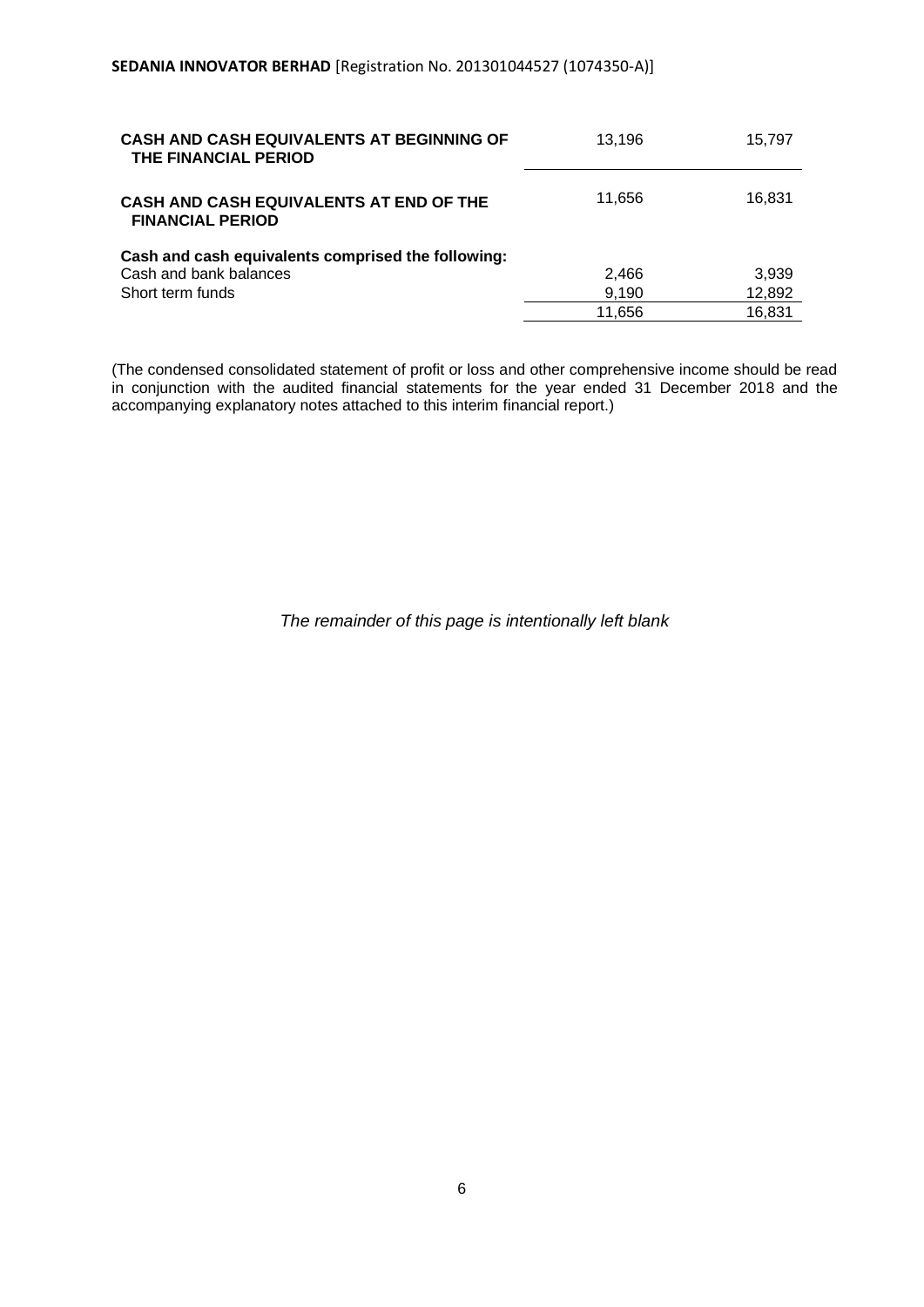| | | |
|---|---|---|
| **CASH AND CASH EQUIVALENTS AT BEGINNING OF THE FINANCIAL PERIOD** | 13,196 | 15,797 |
| **CASH AND CASH EQUIVALENTS AT END OF THE FINANCIAL PERIOD** | 11,656 | 16,831 |
| **Cash and cash equivalents comprised the following:** | | |
| Cash and bank balances | 2,466 | 3,939 |
| Short term funds | 9,190 | 12,892 |
| | 11,656 | 16,831 |

(The condensed consolidated statement of profit or loss and other comprehensive income should be read in conjunction with the audited financial statements for the year ended 31 December 2018 and the accompanying explanatory notes attached to this interim financial report.)

*The remainder of this page is intentionally left blank*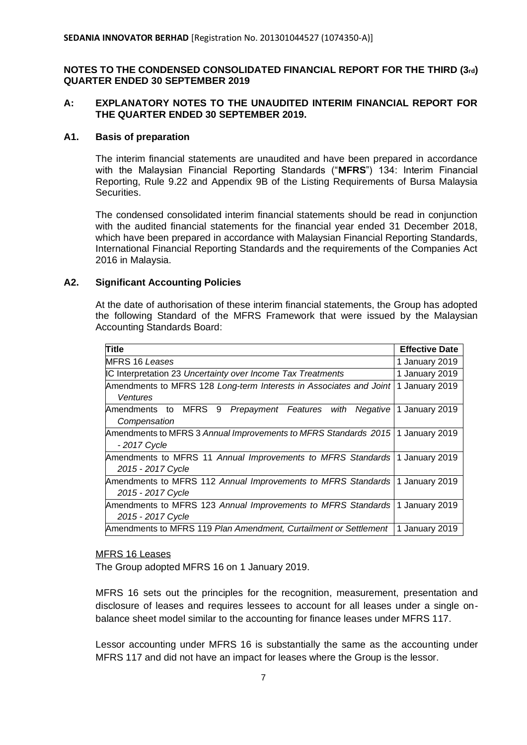**SEDANIA INNOVATOR BERHAD** [Registration No. 201301044527 (1074350-A)]

## NOTES TO THE CONDENSED CONSOLIDATED FINANCIAL REPORT FOR THE THIRD (3rd) QUARTER ENDED 30 SEPTEMBER 2019

## A: EXPLANATORY NOTES TO THE UNAUDITED INTERIM FINANCIAL REPORT FOR THE QUARTER ENDED 30 SEPTEMBER 2019.

### A1. Basis of preparation

The interim financial statements are unaudited and have been prepared in accordance with the Malaysian Financial Reporting Standards ("**MFRS**") 134: Interim Financial Reporting, Rule 9.22 and Appendix 9B of the Listing Requirements of Bursa Malaysia Securities.

The condensed consolidated interim financial statements should be read in conjunction with the audited financial statements for the financial year ended 31 December 2018, which have been prepared in accordance with Malaysian Financial Reporting Standards, International Financial Reporting Standards and the requirements of the Companies Act 2016 in Malaysia.

### A2. Significant Accounting Policies

At the date of authorisation of these interim financial statements, the Group has adopted the following Standard of the MFRS Framework that were issued by the Malaysian Accounting Standards Board:

| Title | Effective Date |
|---|---|
| MFRS 16 *Leases* | 1 January 2019 |
| IC Interpretation 23 *Uncertainty over Income Tax Treatments* | 1 January 2019 |
| Amendments to MFRS 128 *Long-term Interests in Associates and Joint Ventures* | 1 January 2019 |
| Amendments to MFRS 9 *Prepayment Features with Negative Compensation* | 1 January 2019 |
| Amendments to MFRS 3 *Annual Improvements to MFRS Standards 2015 - 2017 Cycle* | 1 January 2019 |
| Amendments to MFRS 11 *Annual Improvements to MFRS Standards 2015 - 2017 Cycle* | 1 January 2019 |
| Amendments to MFRS 112 *Annual Improvements to MFRS Standards 2015 - 2017 Cycle* | 1 January 2019 |
| Amendments to MFRS 123 *Annual Improvements to MFRS Standards 2015 - 2017 Cycle* | 1 January 2019 |
| Amendments to MFRS 119 *Plan Amendment, Curtailment or Settlement* | 1 January 2019 |

<u>MFRS 16 Leases</u>

The Group adopted MFRS 16 on 1 January 2019.

MFRS 16 sets out the principles for the recognition, measurement, presentation and disclosure of leases and requires lessees to account for all leases under a single on-balance sheet model similar to the accounting for finance leases under MFRS 117.

Lessor accounting under MFRS 16 is substantially the same as the accounting under MFRS 117 and did not have an impact for leases where the Group is the lessor.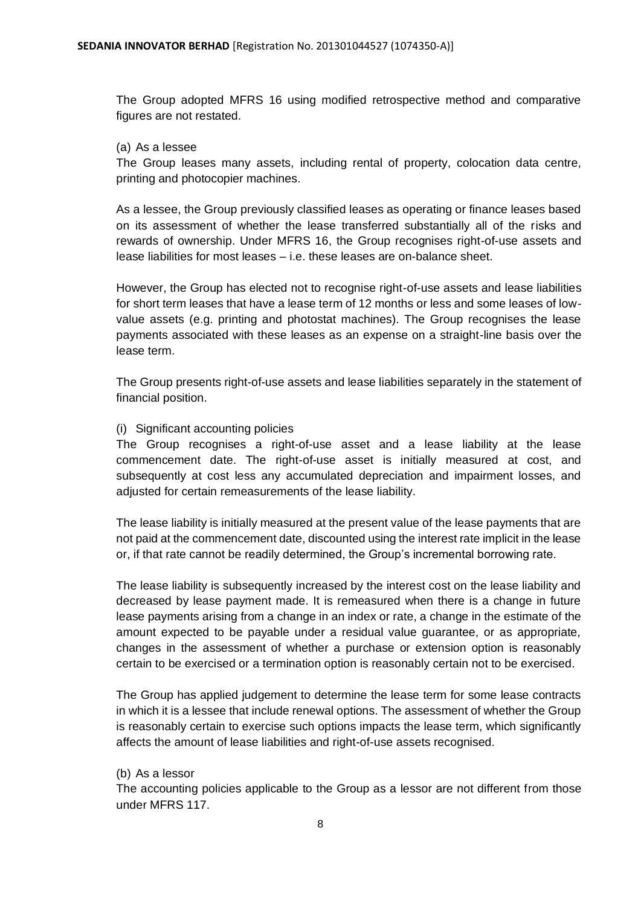The Group adopted MFRS 16 using modified retrospective method and comparative figures are not restated.

(a) As a lessee

The Group leases many assets, including rental of property, colocation data centre, printing and photocopier machines.

As a lessee, the Group previously classified leases as operating or finance leases based on its assessment of whether the lease transferred substantially all of the risks and rewards of ownership. Under MFRS 16, the Group recognises right-of-use assets and lease liabilities for most leases – i.e. these leases are on-balance sheet.

However, the Group has elected not to recognise right-of-use assets and lease liabilities for short term leases that have a lease term of 12 months or less and some leases of low-value assets (e.g. printing and photostat machines). The Group recognises the lease payments associated with these leases as an expense on a straight-line basis over the lease term.

The Group presents right-of-use assets and lease liabilities separately in the statement of financial position.

(i) Significant accounting policies

The Group recognises a right-of-use asset and a lease liability at the lease commencement date. The right-of-use asset is initially measured at cost, and subsequently at cost less any accumulated depreciation and impairment losses, and adjusted for certain remeasurements of the lease liability.

The lease liability is initially measured at the present value of the lease payments that are not paid at the commencement date, discounted using the interest rate implicit in the lease or, if that rate cannot be readily determined, the Group's incremental borrowing rate.

The lease liability is subsequently increased by the interest cost on the lease liability and decreased by lease payment made. It is remeasured when there is a change in future lease payments arising from a change in an index or rate, a change in the estimate of the amount expected to be payable under a residual value guarantee, or as appropriate, changes in the assessment of whether a purchase or extension option is reasonably certain to be exercised or a termination option is reasonably certain not to be exercised.

The Group has applied judgement to determine the lease term for some lease contracts in which it is a lessee that include renewal options. The assessment of whether the Group is reasonably certain to exercise such options impacts the lease term, which significantly affects the amount of lease liabilities and right-of-use assets recognised.

(b) As a lessor

The accounting policies applicable to the Group as a lessor are not different from those under MFRS 117.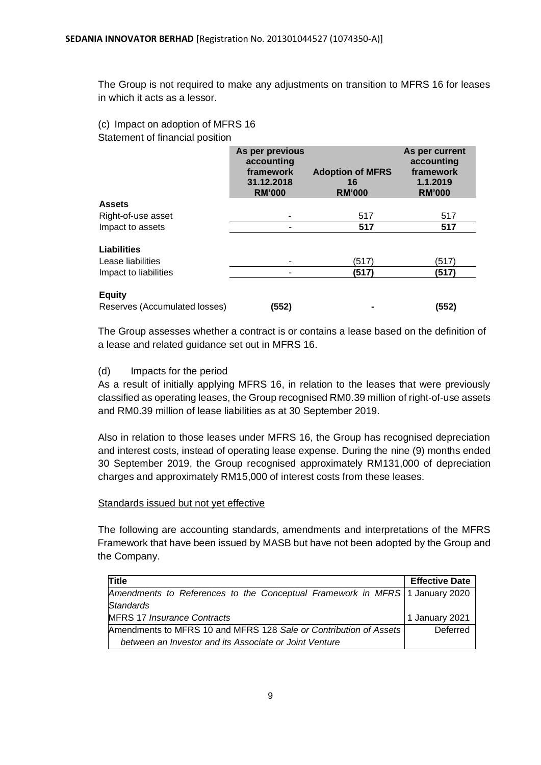The Group is not required to make any adjustments on transition to MFRS 16 for leases in which it acts as a lessor.

(c) Impact on adoption of MFRS 16

Statement of financial position

| | As per previous accounting framework 31.12.2018 RM'000 | Adoption of MFRS 16 RM'000 | As per current accounting framework 1.1.2019 RM'000 |
|---|---|---|---|
| **Assets** | | | |
| Right-of-use asset | - | 517 | 517 |
| Impact to assets | - | **517** | **517** |
| **Liabilities** | | | |
| Lease liabilities | - | (517) | (517) |
| Impact to liabilities | - | **(517)** | **(517)** |
| **Equity** | | | |
| Reserves (Accumulated losses) | **(552)** | **-** | **(552)** |

The Group assesses whether a contract is or contains a lease based on the definition of a lease and related guidance set out in MFRS 16.

(d) Impacts for the period

As a result of initially applying MFRS 16, in relation to the leases that were previously classified as operating leases, the Group recognised RM0.39 million of right-of-use assets and RM0.39 million of lease liabilities as at 30 September 2019.

Also in relation to those leases under MFRS 16, the Group has recognised depreciation and interest costs, instead of operating lease expense. During the nine (9) months ended 30 September 2019, the Group recognised approximately RM131,000 of depreciation charges and approximately RM15,000 of interest costs from these leases.

Standards issued but not yet effective

The following are accounting standards, amendments and interpretations of the MFRS Framework that have been issued by MASB but have not been adopted by the Group and the Company.

| Title | Effective Date |
|---|---|
| *Amendments to References to the Conceptual Framework in MFRS Standards* | 1 January 2020 |
| MFRS 17 *Insurance Contracts* | 1 January 2021 |
| Amendments to MFRS 10 and MFRS 128 *Sale or Contribution of Assets between an Investor and its Associate or Joint Venture* | Deferred |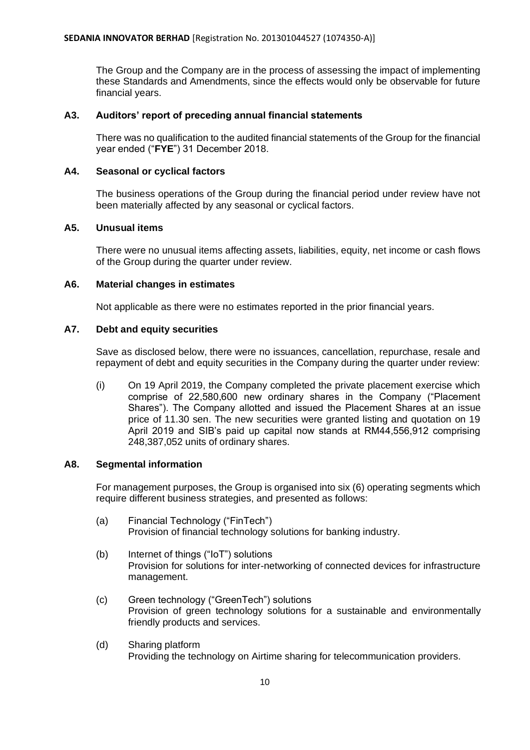The Group and the Company are in the process of assessing the impact of implementing these Standards and Amendments, since the effects would only be observable for future financial years.

### A3. Auditors' report of preceding annual financial statements

There was no qualification to the audited financial statements of the Group for the financial year ended ("**FYE**") 31 December 2018.

### A4. Seasonal or cyclical factors

The business operations of the Group during the financial period under review have not been materially affected by any seasonal or cyclical factors.

### A5. Unusual items

There were no unusual items affecting assets, liabilities, equity, net income or cash flows of the Group during the quarter under review.

### A6. Material changes in estimates

Not applicable as there were no estimates reported in the prior financial years.

### A7. Debt and equity securities

Save as disclosed below, there were no issuances, cancellation, repurchase, resale and repayment of debt and equity securities in the Company during the quarter under review:

(i) On 19 April 2019, the Company completed the private placement exercise which comprise of 22,580,600 new ordinary shares in the Company ("Placement Shares"). The Company allotted and issued the Placement Shares at an issue price of 11.30 sen. The new securities were granted listing and quotation on 19 April 2019 and SIB's paid up capital now stands at RM44,556,912 comprising 248,387,052 units of ordinary shares.

### A8. Segmental information

For management purposes, the Group is organised into six (6) operating segments which require different business strategies, and presented as follows:

(a) Financial Technology ("FinTech")
Provision of financial technology solutions for banking industry.

(b) Internet of things ("IoT") solutions
Provision for solutions for inter-networking of connected devices for infrastructure management.

(c) Green technology ("GreenTech") solutions
Provision of green technology solutions for a sustainable and environmentally friendly products and services.

(d) Sharing platform
Providing the technology on Airtime sharing for telecommunication providers.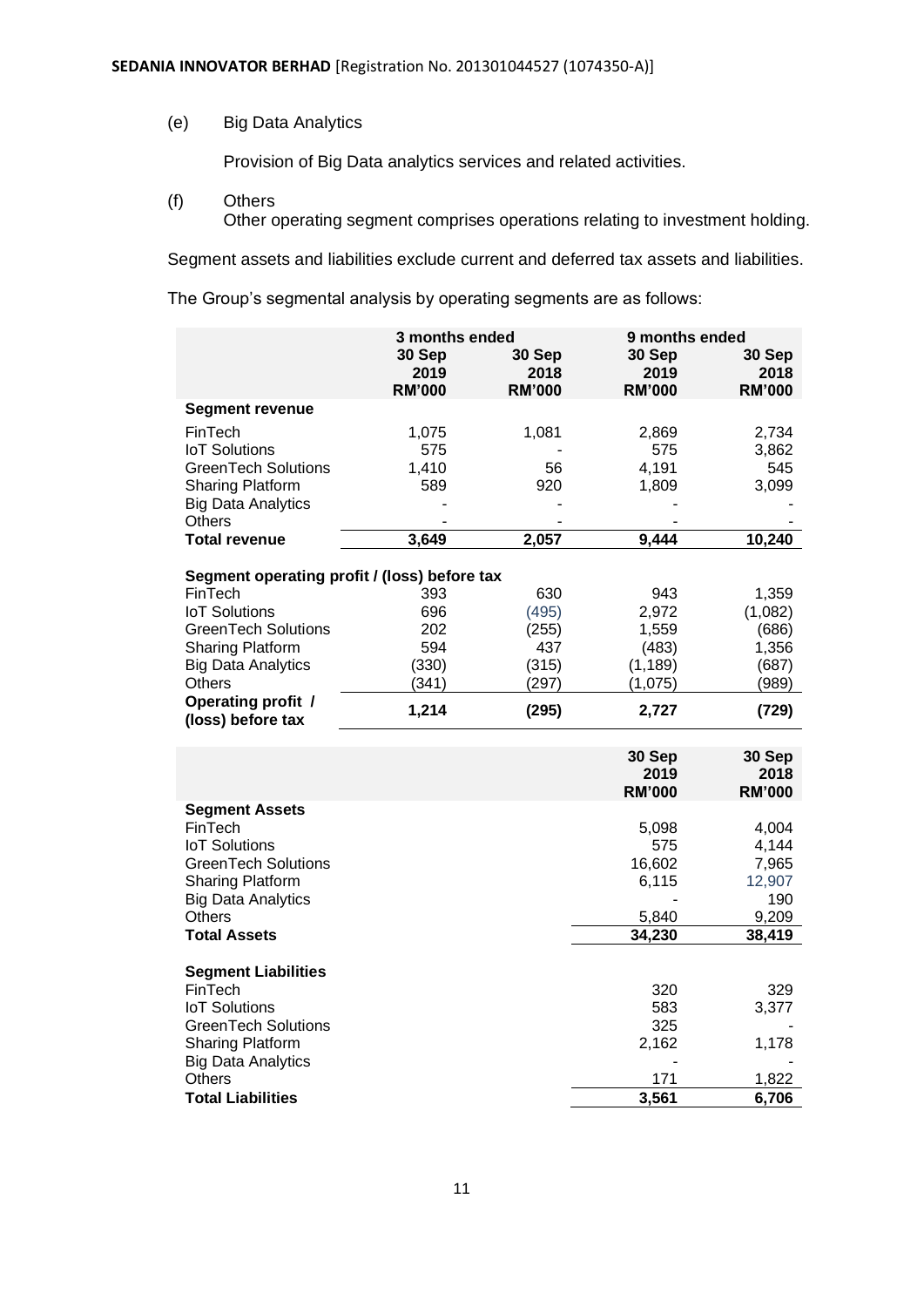(e) Big Data Analytics

Provision of Big Data analytics services and related activities.

(f) Others

Other operating segment comprises operations relating to investment holding.

Segment assets and liabilities exclude current and deferred tax assets and liabilities.

The Group's segmental analysis by operating segments are as follows:

| | 3 months ended | | 9 months ended | |
|---|---|---|---|---|
| | 30 Sep 2019 RM'000 | 30 Sep 2018 RM'000 | 30 Sep 2019 RM'000 | 30 Sep 2018 RM'000 |
| **Segment revenue** | | | | |
| FinTech | 1,075 | 1,081 | 2,869 | 2,734 |
| IoT Solutions | 575 | - | 575 | 3,862 |
| GreenTech Solutions | 1,410 | 56 | 4,191 | 545 |
| Sharing Platform | 589 | 920 | 1,809 | 3,099 |
| Big Data Analytics | - | - | - | - |
| Others | - | - | - | - |
| **Total revenue** | **3,649** | **2,057** | **9,444** | **10,240** |
| **Segment operating profit / (loss) before tax** | | | | |
| FinTech | 393 | 630 | 943 | 1,359 |
| IoT Solutions | 696 | (495) | 2,972 | (1,082) |
| GreenTech Solutions | 202 | (255) | 1,559 | (686) |
| Sharing Platform | 594 | 437 | (483) | 1,356 |
| Big Data Analytics | (330) | (315) | (1,189) | (687) |
| Others | (341) | (297) | (1,075) | (989) |
| **Operating profit / (loss) before tax** | **1,214** | **(295)** | **2,727** | **(729)** |

| | 30 Sep 2019 RM'000 | 30 Sep 2018 RM'000 |
|---|---|---|
| **Segment Assets** | | |
| FinTech | 5,098 | 4,004 |
| IoT Solutions | 575 | 4,144 |
| GreenTech Solutions | 16,602 | 7,965 |
| Sharing Platform | 6,115 | 12,907 |
| Big Data Analytics | - | 190 |
| Others | 5,840 | 9,209 |
| **Total Assets** | **34,230** | **38,419** |
| **Segment Liabilities** | | |
| FinTech | 320 | 329 |
| IoT Solutions | 583 | 3,377 |
| GreenTech Solutions | 325 | - |
| Sharing Platform | 2,162 | 1,178 |
| Big Data Analytics | - | - |
| Others | 171 | 1,822 |
| **Total Liabilities** | **3,561** | **6,706** |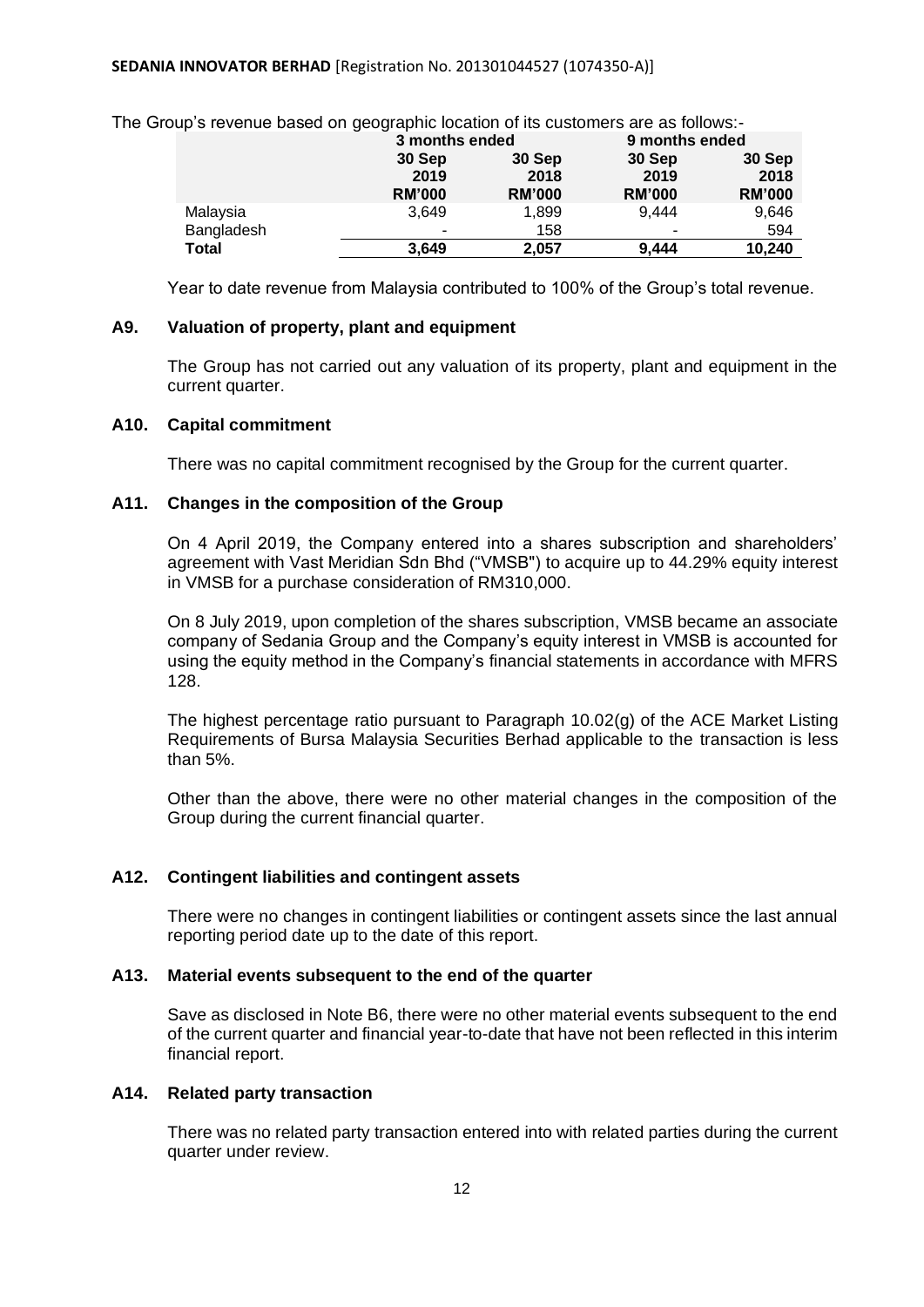The Group's revenue based on geographic location of its customers are as follows:-

| | 3 months ended | | 9 months ended | |
|---|---|---|---|---|
| | 30 Sep 2019 RM'000 | 30 Sep 2018 RM'000 | 30 Sep 2019 RM'000 | 30 Sep 2018 RM'000 |
| Malaysia | 3,649 | 1,899 | 9,444 | 9,646 |
| Bangladesh | - | 158 | - | 594 |
| **Total** | **3,649** | **2,057** | **9,444** | **10,240** |

Year to date revenue from Malaysia contributed to 100% of the Group's total revenue.

### A9. Valuation of property, plant and equipment

The Group has not carried out any valuation of its property, plant and equipment in the current quarter.

### A10. Capital commitment

There was no capital commitment recognised by the Group for the current quarter.

### A11. Changes in the composition of the Group

On 4 April 2019, the Company entered into a shares subscription and shareholders' agreement with Vast Meridian Sdn Bhd ("VMSB") to acquire up to 44.29% equity interest in VMSB for a purchase consideration of RM310,000.

On 8 July 2019, upon completion of the shares subscription, VMSB became an associate company of Sedania Group and the Company's equity interest in VMSB is accounted for using the equity method in the Company's financial statements in accordance with MFRS 128.

The highest percentage ratio pursuant to Paragraph 10.02(g) of the ACE Market Listing Requirements of Bursa Malaysia Securities Berhad applicable to the transaction is less than 5%.

Other than the above, there were no other material changes in the composition of the Group during the current financial quarter.

### A12. Contingent liabilities and contingent assets

There were no changes in contingent liabilities or contingent assets since the last annual reporting period date up to the date of this report.

### A13. Material events subsequent to the end of the quarter

Save as disclosed in Note B6, there were no other material events subsequent to the end of the current quarter and financial year-to-date that have not been reflected in this interim financial report.

### A14. Related party transaction

There was no related party transaction entered into with related parties during the current quarter under review.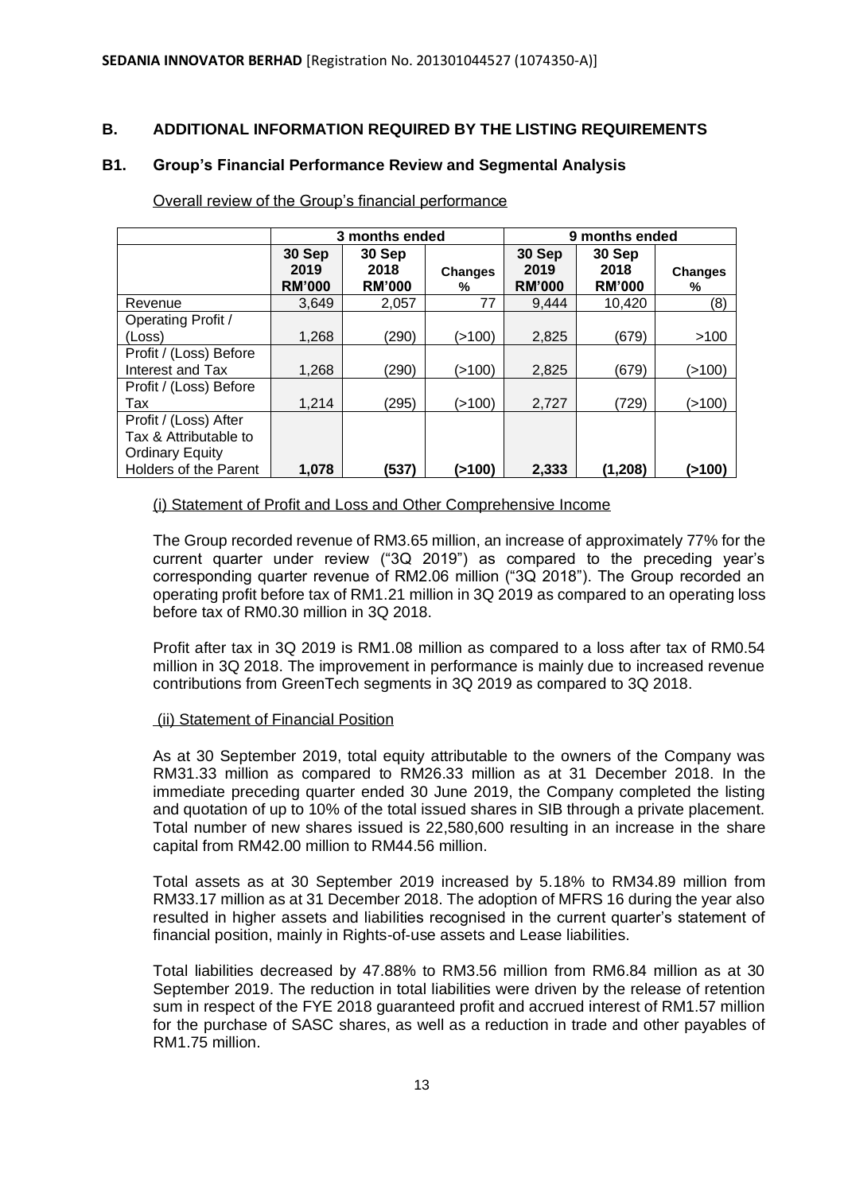**SEDANIA INNOVATOR BERHAD** [Registration No. 201301044527 (1074350-A)]

## B. ADDITIONAL INFORMATION REQUIRED BY THE LISTING REQUIREMENTS

### B1. Group's Financial Performance Review and Segmental Analysis

Overall review of the Group's financial performance

| | 3 months ended | | | 9 months ended | | |
|---|---|---|---|---|---|---|
| | **30 Sep 2019 RM'000** | **30 Sep 2018 RM'000** | **Changes %** | **30 Sep 2019 RM'000** | **30 Sep 2018 RM'000** | **Changes %** |
| Revenue | 3,649 | 2,057 | 77 | 9,444 | 10,420 | (8) |
| Operating Profit / (Loss) | 1,268 | (290) | (>100) | 2,825 | (679) | >100 |
| Profit / (Loss) Before Interest and Tax | 1,268 | (290) | (>100) | 2,825 | (679) | (>100) |
| Profit / (Loss) Before Tax | 1,214 | (295) | (>100) | 2,727 | (729) | (>100) |
| Profit / (Loss) After Tax & Attributable to Ordinary Equity Holders of the Parent | **1,078** | **(537)** | **(>100)** | **2,333** | **(1,208)** | **(>100)** |

(i) Statement of Profit and Loss and Other Comprehensive Income

The Group recorded revenue of RM3.65 million, an increase of approximately 77% for the current quarter under review ("3Q 2019") as compared to the preceding year's corresponding quarter revenue of RM2.06 million ("3Q 2018"). The Group recorded an operating profit before tax of RM1.21 million in 3Q 2019 as compared to an operating loss before tax of RM0.30 million in 3Q 2018.

Profit after tax in 3Q 2019 is RM1.08 million as compared to a loss after tax of RM0.54 million in 3Q 2018. The improvement in performance is mainly due to increased revenue contributions from GreenTech segments in 3Q 2019 as compared to 3Q 2018.

(ii) Statement of Financial Position

As at 30 September 2019, total equity attributable to the owners of the Company was RM31.33 million as compared to RM26.33 million as at 31 December 2018. In the immediate preceding quarter ended 30 June 2019, the Company completed the listing and quotation of up to 10% of the total issued shares in SIB through a private placement. Total number of new shares issued is 22,580,600 resulting in an increase in the share capital from RM42.00 million to RM44.56 million.

Total assets as at 30 September 2019 increased by 5.18% to RM34.89 million from RM33.17 million as at 31 December 2018. The adoption of MFRS 16 during the year also resulted in higher assets and liabilities recognised in the current quarter's statement of financial position, mainly in Rights-of-use assets and Lease liabilities.

Total liabilities decreased by 47.88% to RM3.56 million from RM6.84 million as at 30 September 2019. The reduction in total liabilities were driven by the release of retention sum in respect of the FYE 2018 guaranteed profit and accrued interest of RM1.57 million for the purchase of SASC shares, as well as a reduction in trade and other payables of RM1.75 million.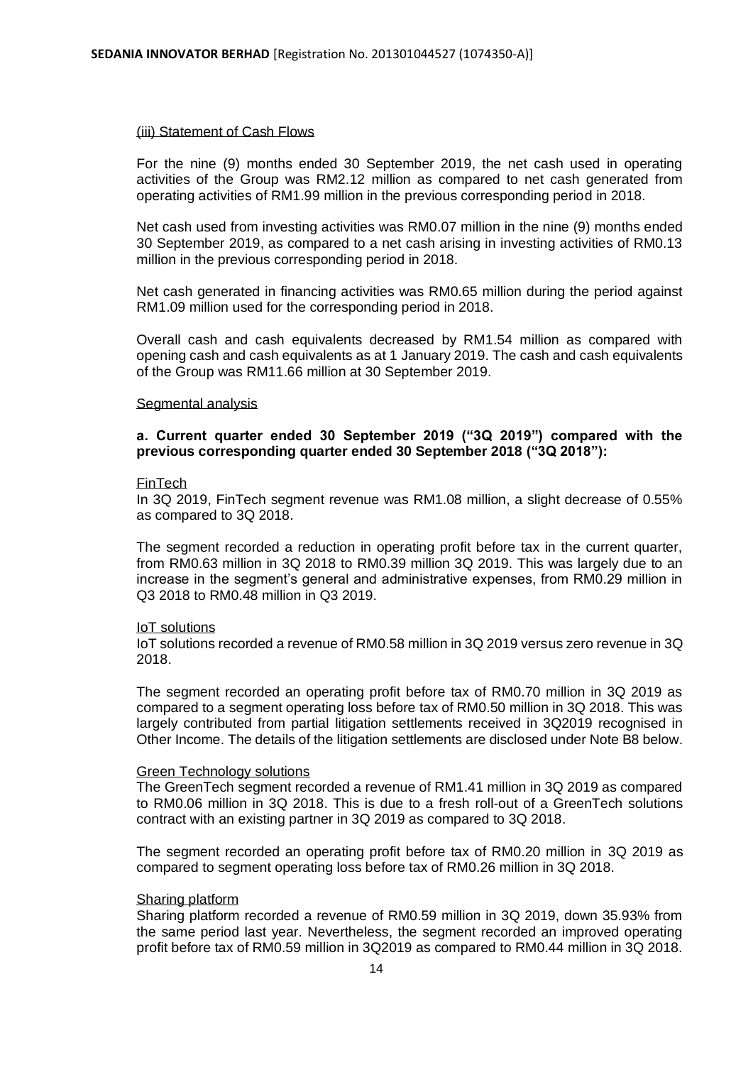(iii) Statement of Cash Flows

For the nine (9) months ended 30 September 2019, the net cash used in operating activities of the Group was RM2.12 million as compared to net cash generated from operating activities of RM1.99 million in the previous corresponding period in 2018.

Net cash used from investing activities was RM0.07 million in the nine (9) months ended 30 September 2019, as compared to a net cash arising in investing activities of RM0.13 million in the previous corresponding period in 2018.

Net cash generated in financing activities was RM0.65 million during the period against RM1.09 million used for the corresponding period in 2018.

Overall cash and cash equivalents decreased by RM1.54 million as compared with opening cash and cash equivalents as at 1 January 2019. The cash and cash equivalents of the Group was RM11.66 million at 30 September 2019.

Segmental analysis

**a. Current quarter ended 30 September 2019 ("3Q 2019") compared with the previous corresponding quarter ended 30 September 2018 ("3Q 2018"):**

FinTech

In 3Q 2019, FinTech segment revenue was RM1.08 million, a slight decrease of 0.55% as compared to 3Q 2018.

The segment recorded a reduction in operating profit before tax in the current quarter, from RM0.63 million in 3Q 2018 to RM0.39 million 3Q 2019. This was largely due to an increase in the segment's general and administrative expenses, from RM0.29 million in Q3 2018 to RM0.48 million in Q3 2019.

IoT solutions

IoT solutions recorded a revenue of RM0.58 million in 3Q 2019 versus zero revenue in 3Q 2018.

The segment recorded an operating profit before tax of RM0.70 million in 3Q 2019 as compared to a segment operating loss before tax of RM0.50 million in 3Q 2018. This was largely contributed from partial litigation settlements received in 3Q2019 recognised in Other Income. The details of the litigation settlements are disclosed under Note B8 below.

Green Technology solutions

The GreenTech segment recorded a revenue of RM1.41 million in 3Q 2019 as compared to RM0.06 million in 3Q 2018. This is due to a fresh roll-out of a GreenTech solutions contract with an existing partner in 3Q 2019 as compared to 3Q 2018.

The segment recorded an operating profit before tax of RM0.20 million in 3Q 2019 as compared to segment operating loss before tax of RM0.26 million in 3Q 2018.

Sharing platform

Sharing platform recorded a revenue of RM0.59 million in 3Q 2019, down 35.93% from the same period last year. Nevertheless, the segment recorded an improved operating profit before tax of RM0.59 million in 3Q2019 as compared to RM0.44 million in 3Q 2018.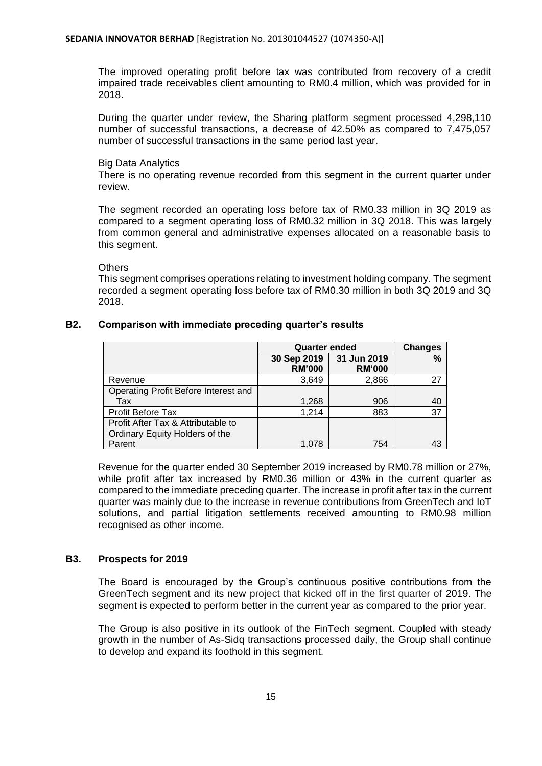The improved operating profit before tax was contributed from recovery of a credit impaired trade receivables client amounting to RM0.4 million, which was provided for in 2018.

During the quarter under review, the Sharing platform segment processed 4,298,110 number of successful transactions, a decrease of 42.50% as compared to 7,475,057 number of successful transactions in the same period last year.

Big Data Analytics

There is no operating revenue recorded from this segment in the current quarter under review.

The segment recorded an operating loss before tax of RM0.33 million in 3Q 2019 as compared to a segment operating loss of RM0.32 million in 3Q 2018. This was largely from common general and administrative expenses allocated on a reasonable basis to this segment.

Others

This segment comprises operations relating to investment holding company. The segment recorded a segment operating loss before tax of RM0.30 million in both 3Q 2019 and 3Q 2018.

## B2. Comparison with immediate preceding quarter's results

| | Quarter ended | | Changes |
|---|---|---|---|
| | 30 Sep 2019 RM'000 | 31 Jun 2019 RM'000 | % |
| Revenue | 3,649 | 2,866 | 27 |
| Operating Profit Before Interest and Tax | 1,268 | 906 | 40 |
| Profit Before Tax | 1,214 | 883 | 37 |
| Profit After Tax & Attributable to Ordinary Equity Holders of the Parent | 1,078 | 754 | 43 |

Revenue for the quarter ended 30 September 2019 increased by RM0.78 million or 27%, while profit after tax increased by RM0.36 million or 43% in the current quarter as compared to the immediate preceding quarter. The increase in profit after tax in the current quarter was mainly due to the increase in revenue contributions from GreenTech and IoT solutions, and partial litigation settlements received amounting to RM0.98 million recognised as other income.

## B3. Prospects for 2019

The Board is encouraged by the Group's continuous positive contributions from the GreenTech segment and its new project that kicked off in the first quarter of 2019. The segment is expected to perform better in the current year as compared to the prior year.

The Group is also positive in its outlook of the FinTech segment. Coupled with steady growth in the number of As-Sidq transactions processed daily, the Group shall continue to develop and expand its foothold in this segment.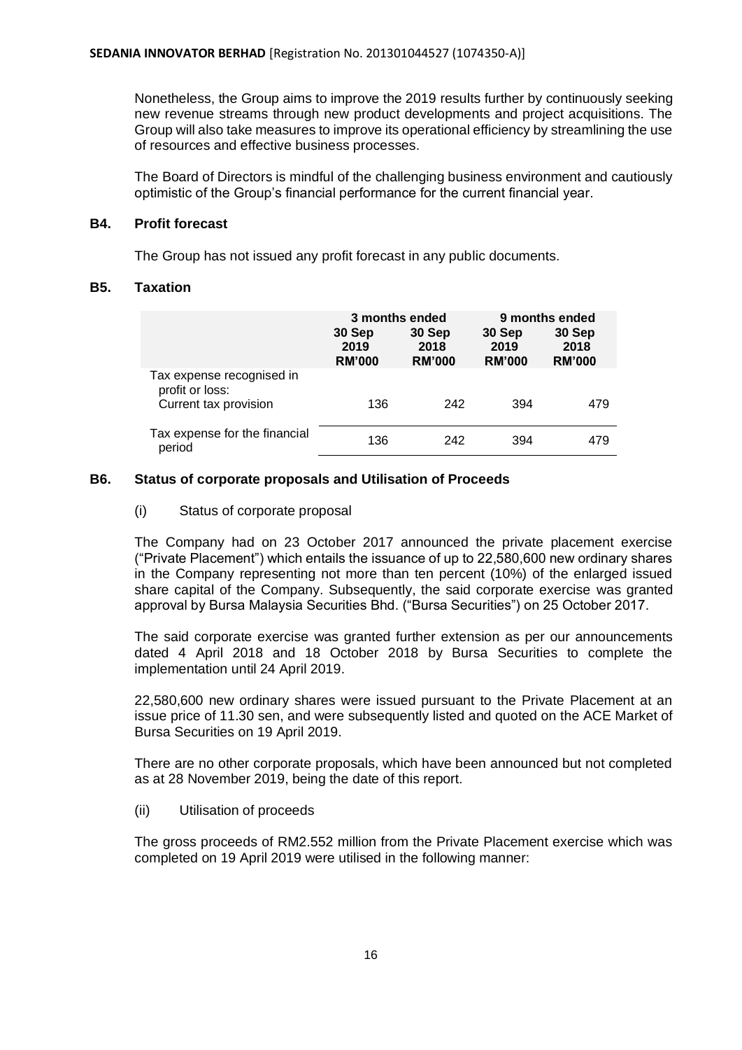Nonetheless, the Group aims to improve the 2019 results further by continuously seeking new revenue streams through new product developments and project acquisitions. The Group will also take measures to improve its operational efficiency by streamlining the use of resources and effective business processes.

The Board of Directors is mindful of the challenging business environment and cautiously optimistic of the Group's financial performance for the current financial year.

## B4. Profit forecast

The Group has not issued any profit forecast in any public documents.

## B5. Taxation

| | 3 months ended | | 9 months ended | |
|---|---|---|---|---|
| | **30 Sep 2019 RM'000** | **30 Sep 2018 RM'000** | **30 Sep 2019 RM'000** | **30 Sep 2018 RM'000** |
| Tax expense recognised in profit or loss: | | | | |
| Current tax provision | 136 | 242 | 394 | 479 |
| Tax expense for the financial period | 136 | 242 | 394 | 479 |

## B6. Status of corporate proposals and Utilisation of Proceeds

(i) Status of corporate proposal

The Company had on 23 October 2017 announced the private placement exercise ("Private Placement") which entails the issuance of up to 22,580,600 new ordinary shares in the Company representing not more than ten percent (10%) of the enlarged issued share capital of the Company. Subsequently, the said corporate exercise was granted approval by Bursa Malaysia Securities Bhd. ("Bursa Securities") on 25 October 2017.

The said corporate exercise was granted further extension as per our announcements dated 4 April 2018 and 18 October 2018 by Bursa Securities to complete the implementation until 24 April 2019.

22,580,600 new ordinary shares were issued pursuant to the Private Placement at an issue price of 11.30 sen, and were subsequently listed and quoted on the ACE Market of Bursa Securities on 19 April 2019.

There are no other corporate proposals, which have been announced but not completed as at 28 November 2019, being the date of this report.

(ii) Utilisation of proceeds

The gross proceeds of RM2.552 million from the Private Placement exercise which was completed on 19 April 2019 were utilised in the following manner: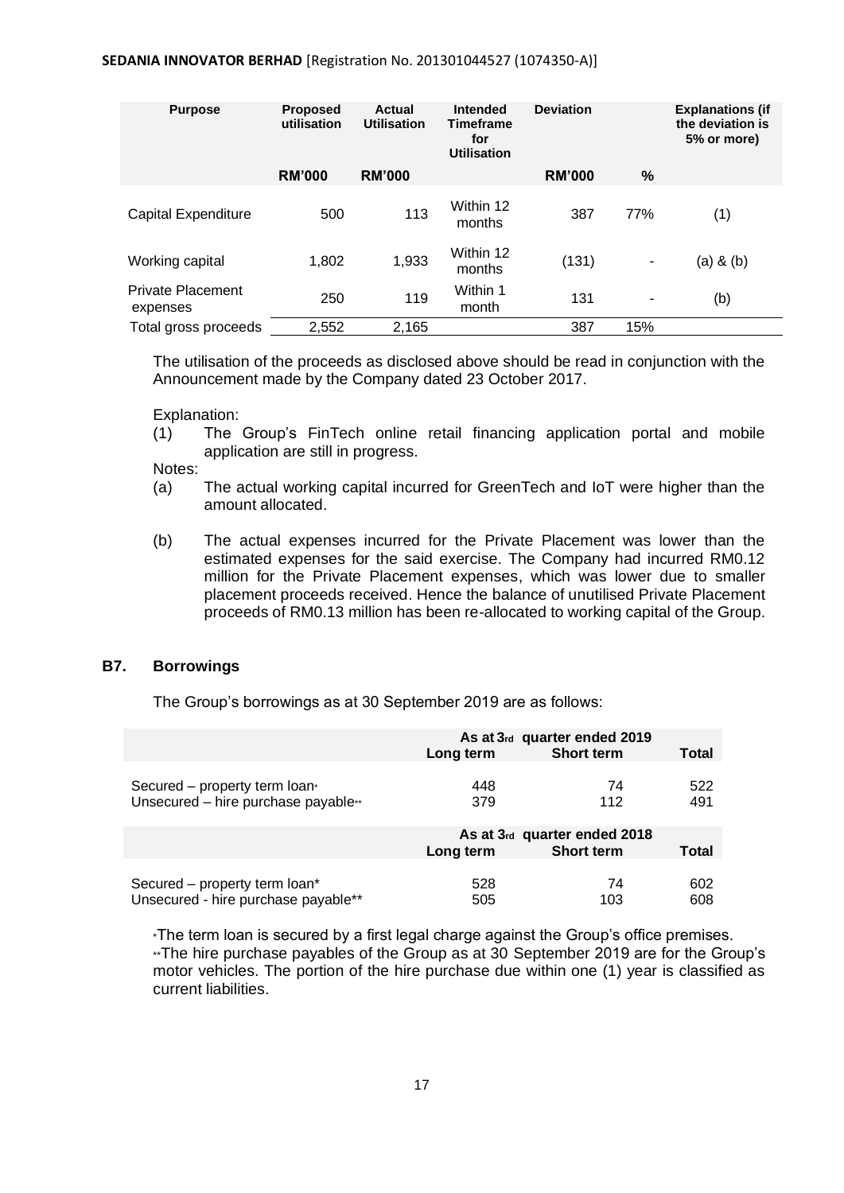| Purpose | Proposed utilisation | Actual Utilisation | Intended Timeframe for Utilisation | Deviation | | Explanations (if the deviation is 5% or more) |
|---|---|---|---|---|---|---|
| | RM'000 | RM'000 | | RM'000 | % | |
| Capital Expenditure | 500 | 113 | Within 12 months | 387 | 77% | (1) |
| Working capital | 1,802 | 1,933 | Within 12 months | (131) | - | (a) & (b) |
| Private Placement expenses | 250 | 119 | Within 1 month | 131 | - | (b) |
| Total gross proceeds | 2,552 | 2,165 | | 387 | 15% | |

The utilisation of the proceeds as disclosed above should be read in conjunction with the Announcement made by the Company dated 23 October 2017.

Explanation:

(1) The Group's FinTech online retail financing application portal and mobile application are still in progress.

Notes:

(a) The actual working capital incurred for GreenTech and IoT were higher than the amount allocated.

(b) The actual expenses incurred for the Private Placement was lower than the estimated expenses for the said exercise. The Company had incurred RM0.12 million for the Private Placement expenses, which was lower due to smaller placement proceeds received. Hence the balance of unutilised Private Placement proceeds of RM0.13 million has been re-allocated to working capital of the Group.

## B7. Borrowings

The Group's borrowings as at 30 September 2019 are as follows:

| | As at 3rd quarter ended 2019 | | |
|---|---|---|---|
| | Long term | Short term | Total |
| Secured – property term loan* | 448 | 74 | 522 |
| Unsecured – hire purchase payable** | 379 | 112 | 491 |

| | As at 3rd quarter ended 2018 | | |
|---|---|---|---|
| | Long term | Short term | Total |
| Secured – property term loan* | 528 | 74 | 602 |
| Unsecured - hire purchase payable** | 505 | 103 | 608 |

*The term loan is secured by a first legal charge against the Group's office premises.
**The hire purchase payables of the Group as at 30 September 2019 are for the Group's motor vehicles. The portion of the hire purchase due within one (1) year is classified as current liabilities.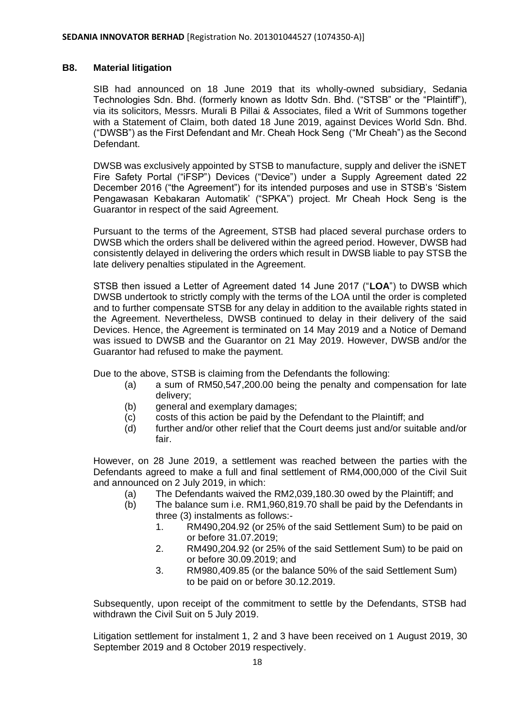### B8. Material litigation

SIB had announced on 18 June 2019 that its wholly-owned subsidiary, Sedania Technologies Sdn. Bhd. (formerly known as Idottv Sdn. Bhd. ("STSB" or the "Plaintiff"), via its solicitors, Messrs. Murali B Pillai & Associates, filed a Writ of Summons together with a Statement of Claim, both dated 18 June 2019, against Devices World Sdn. Bhd. ("DWSB") as the First Defendant and Mr. Cheah Hock Seng ("Mr Cheah") as the Second Defendant.

DWSB was exclusively appointed by STSB to manufacture, supply and deliver the iSNET Fire Safety Portal ("iFSP") Devices ("Device") under a Supply Agreement dated 22 December 2016 ("the Agreement") for its intended purposes and use in STSB's 'Sistem Pengawasan Kebakaran Automatik' ("SPKA") project. Mr Cheah Hock Seng is the Guarantor in respect of the said Agreement.

Pursuant to the terms of the Agreement, STSB had placed several purchase orders to DWSB which the orders shall be delivered within the agreed period. However, DWSB had consistently delayed in delivering the orders which result in DWSB liable to pay STSB the late delivery penalties stipulated in the Agreement.

STSB then issued a Letter of Agreement dated 14 June 2017 ("**LOA**") to DWSB which DWSB undertook to strictly comply with the terms of the LOA until the order is completed and to further compensate STSB for any delay in addition to the available rights stated in the Agreement. Nevertheless, DWSB continued to delay in their delivery of the said Devices. Hence, the Agreement is terminated on 14 May 2019 and a Notice of Demand was issued to DWSB and the Guarantor on 21 May 2019. However, DWSB and/or the Guarantor had refused to make the payment.

Due to the above, STSB is claiming from the Defendants the following:

(a) a sum of RM50,547,200.00 being the penalty and compensation for late delivery;
(b) general and exemplary damages;
(c) costs of this action be paid by the Defendant to the Plaintiff; and
(d) further and/or other relief that the Court deems just and/or suitable and/or fair.

However, on 28 June 2019, a settlement was reached between the parties with the Defendants agreed to make a full and final settlement of RM4,000,000 of the Civil Suit and announced on 2 July 2019, in which:

(a) The Defendants waived the RM2,039,180.30 owed by the Plaintiff; and
(b) The balance sum i.e. RM1,960,819.70 shall be paid by the Defendants in three (3) instalments as follows:-
   1. RM490,204.92 (or 25% of the said Settlement Sum) to be paid on or before 31.07.2019;
   2. RM490,204.92 (or 25% of the said Settlement Sum) to be paid on or before 30.09.2019; and
   3. RM980,409.85 (or the balance 50% of the said Settlement Sum) to be paid on or before 30.12.2019.

Subsequently, upon receipt of the commitment to settle by the Defendants, STSB had withdrawn the Civil Suit on 5 July 2019.

Litigation settlement for instalment 1, 2 and 3 have been received on 1 August 2019, 30 September 2019 and 8 October 2019 respectively.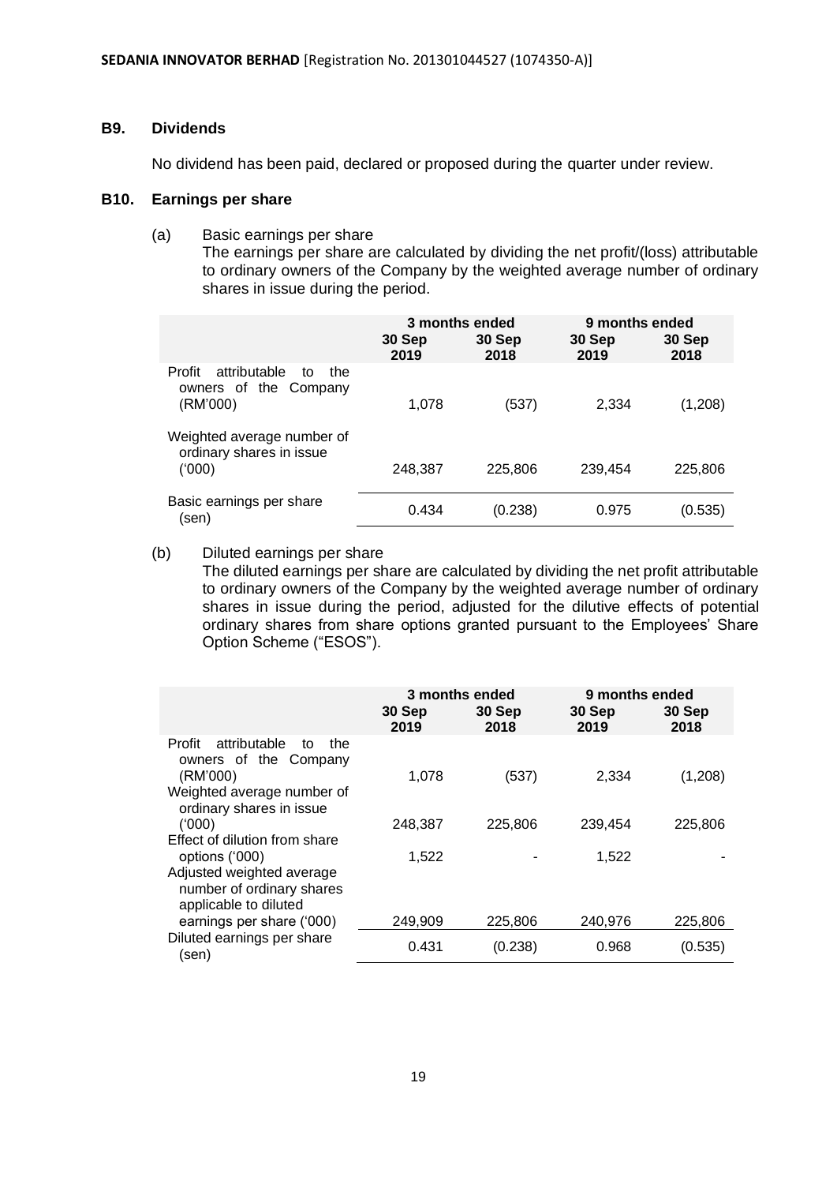### B9. Dividends

No dividend has been paid, declared or proposed during the quarter under review.

### B10. Earnings per share

(a) Basic earnings per share

The earnings per share are calculated by dividing the net profit/(loss) attributable to ordinary owners of the Company by the weighted average number of ordinary shares in issue during the period.

| | 3 months ended | | 9 months ended | |
|---|---|---|---|---|
| | 30 Sep 2019 | 30 Sep 2018 | 30 Sep 2019 | 30 Sep 2018 |
| Profit attributable to the owners of the Company (RM'000) | 1,078 | (537) | 2,334 | (1,208) |
| Weighted average number of ordinary shares in issue ('000) | 248,387 | 225,806 | 239,454 | 225,806 |
| Basic earnings per share (sen) | 0.434 | (0.238) | 0.975 | (0.535) |

(b) Diluted earnings per share

The diluted earnings per share are calculated by dividing the net profit attributable to ordinary owners of the Company by the weighted average number of ordinary shares in issue during the period, adjusted for the dilutive effects of potential ordinary shares from share options granted pursuant to the Employees' Share Option Scheme ("ESOS").

| | 3 months ended | | 9 months ended | |
|---|---|---|---|---|
| | 30 Sep 2019 | 30 Sep 2018 | 30 Sep 2019 | 30 Sep 2018 |
| Profit attributable to the owners of the Company (RM'000) | 1,078 | (537) | 2,334 | (1,208) |
| Weighted average number of ordinary shares in issue ('000) | 248,387 | 225,806 | 239,454 | 225,806 |
| Effect of dilution from share options ('000) | 1,522 | - | 1,522 | - |
| Adjusted weighted average number of ordinary shares applicable to diluted earnings per share ('000) | 249,909 | 225,806 | 240,976 | 225,806 |
| Diluted earnings per share (sen) | 0.431 | (0.238) | 0.968 | (0.535) |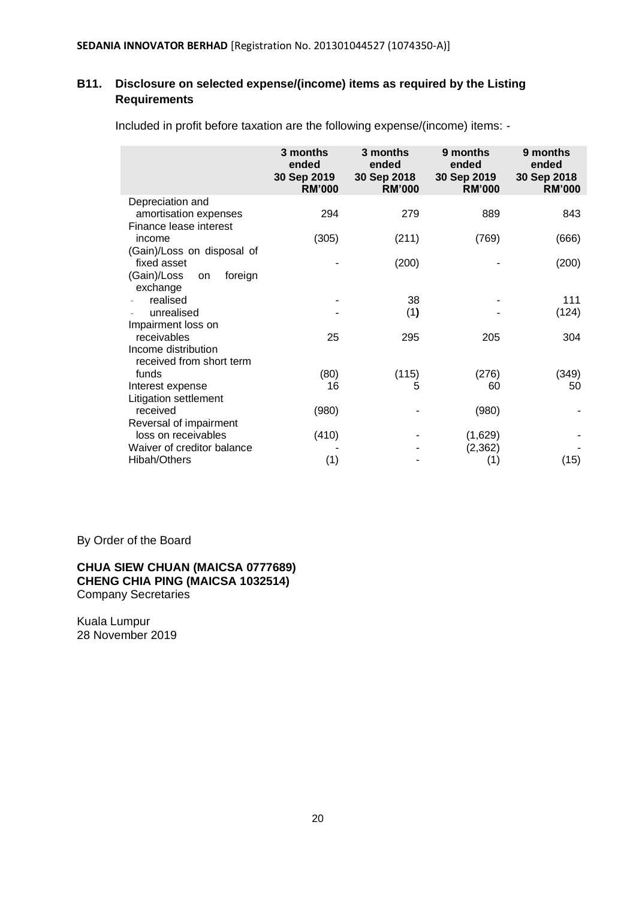## B11. Disclosure on selected expense/(income) items as required by the Listing Requirements

Included in profit before taxation are the following expense/(income) items: -

| | 3 months ended 30 Sep 2019 RM'000 | 3 months ended 30 Sep 2018 RM'000 | 9 months ended 30 Sep 2019 RM'000 | 9 months ended 30 Sep 2018 RM'000 |
|---|---|---|---|---|
| Depreciation and amortisation expenses | 294 | 279 | 889 | 843 |
| Finance lease interest income | (305) | (211) | (769) | (666) |
| (Gain)/Loss on disposal of fixed asset | - | (200) | - | (200) |
| (Gain)/Loss on foreign exchange | | | | |
| - realised | - | 38 | - | 111 |
| - unrealised | - | (1) | - | (124) |
| Impairment loss on receivables | 25 | 295 | 205 | 304 |
| Income distribution received from short term funds | (80) | (115) | (276) | (349) |
| Interest expense | 16 | 5 | 60 | 50 |
| Litigation settlement received | (980) | - | (980) | - |
| Reversal of impairment loss on receivables | (410) | - | (1,629) | - |
| Waiver of creditor balance | - | - | (2,362) | - |
| Hibah/Others | (1) | - | (1) | (15) |

By Order of the Board

**CHUA SIEW CHUAN (MAICSA 0777689)**
**CHENG CHIA PING (MAICSA 1032514)**
Company Secretaries

Kuala Lumpur
28 November 2019